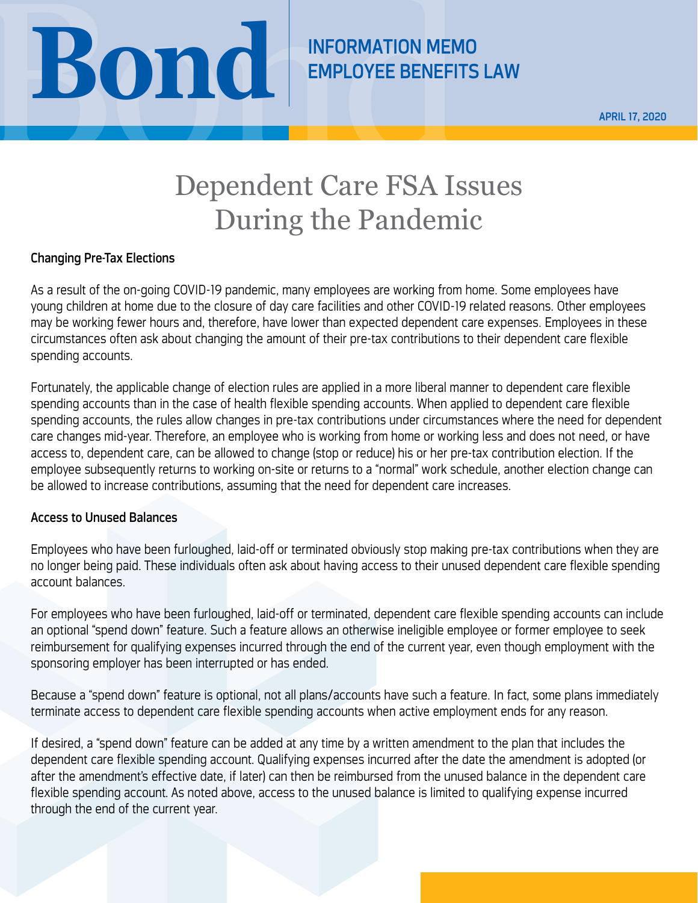# Bond

INFORMATION MEMO
EMPLOYEE BENEFITS LAW

APRIL 17, 2020

# Dependent Care FSA Issues During the Pandemic

### Changing Pre-Tax Elections

As a result of the on-going COVID-19 pandemic, many employees are working from home. Some employees have young children at home due to the closure of day care facilities and other COVID-19 related reasons. Other employees may be working fewer hours and, therefore, have lower than expected dependent care expenses. Employees in these circumstances often ask about changing the amount of their pre-tax contributions to their dependent care flexible spending accounts.

Fortunately, the applicable change of election rules are applied in a more liberal manner to dependent care flexible spending accounts than in the case of health flexible spending accounts. When applied to dependent care flexible spending accounts, the rules allow changes in pre-tax contributions under circumstances where the need for dependent care changes mid-year. Therefore, an employee who is working from home or working less and does not need, or have access to, dependent care, can be allowed to change (stop or reduce) his or her pre-tax contribution election. If the employee subsequently returns to working on-site or returns to a "normal" work schedule, another election change can be allowed to increase contributions, assuming that the need for dependent care increases.

### Access to Unused Balances

Employees who have been furloughed, laid-off or terminated obviously stop making pre-tax contributions when they are no longer being paid. These individuals often ask about having access to their unused dependent care flexible spending account balances.

For employees who have been furloughed, laid-off or terminated, dependent care flexible spending accounts can include an optional "spend down" feature. Such a feature allows an otherwise ineligible employee or former employee to seek reimbursement for qualifying expenses incurred through the end of the current year, even though employment with the sponsoring employer has been interrupted or has ended.

Because a "spend down" feature is optional, not all plans/accounts have such a feature. In fact, some plans immediately terminate access to dependent care flexible spending accounts when active employment ends for any reason.

If desired, a "spend down" feature can be added at any time by a written amendment to the plan that includes the dependent care flexible spending account. Qualifying expenses incurred after the date the amendment is adopted (or after the amendment's effective date, if later) can then be reimbursed from the unused balance in the dependent care flexible spending account. As noted above, access to the unused balance is limited to qualifying expense incurred through the end of the current year.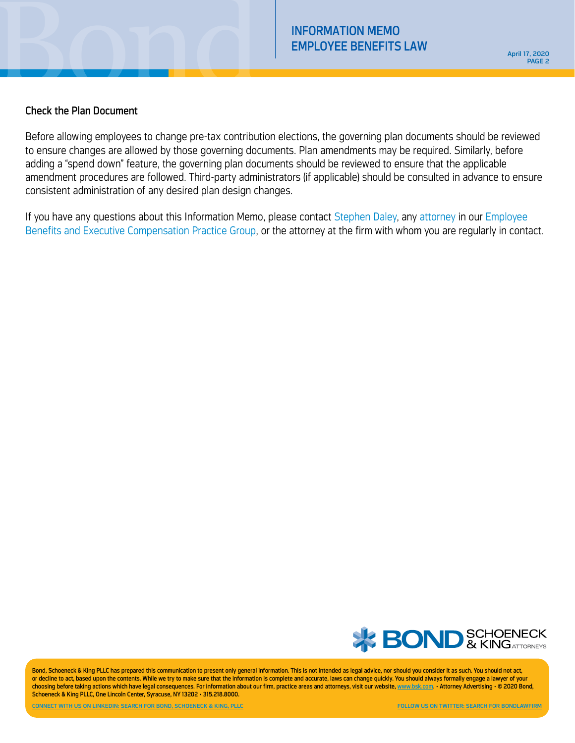## Check the Plan Document

Before allowing employees to change pre-tax contribution elections, the governing plan documents should be reviewed to ensure changes are allowed by those governing documents. Plan amendments may be required. Similarly, before adding a "spend down" feature, the governing plan documents should be reviewed to ensure that the applicable amendment procedures are followed. Third-party administrators (if applicable) should be consulted in advance to ensure consistent administration of any desired plan design changes.

If you have any questions about this Information Memo, please contact Stephen Daley, any attorney in our Employee Benefits and Executive Compensation Practice Group, or the attorney at the firm with whom you are regularly in contact.

Bond, Schoeneck & King PLLC has prepared this communication to present only general information. This is not intended as legal advice, nor should you consider it as such. You should not act, or decline to act, based upon the contents. While we try to make sure that the information is complete and accurate, laws can change quickly. You should always formally engage a lawyer of your choosing before taking actions which have legal consequences. For information about our firm, practice areas and attorneys, visit our website, www.bsk.com. • Attorney Advertising • © 2020 Bond, Schoeneck & King PLLC, One Lincoln Center, Syracuse, NY 13202 • 315.218.8000.

CONNECT WITH US ON LINKEDIN: SEARCH FOR BOND, SCHOENECK & KING, PLLC

FOLLOW US ON TWITTER: SEARCH FOR BONDLAWFIRM